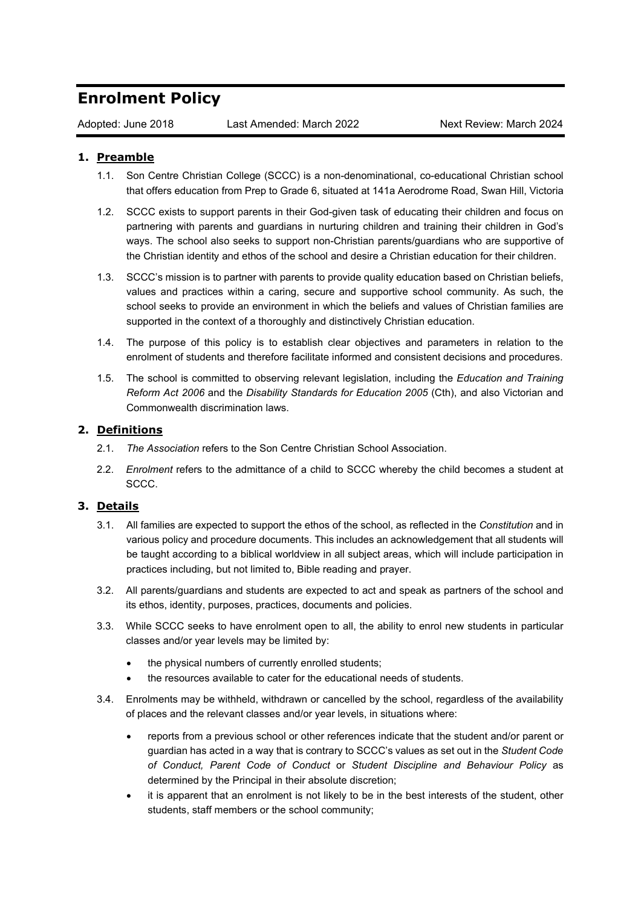# Enrolment Policy

Adopted: June 2018 Last Amended: March 2022 Next Review: March 2024

## 1. Preamble

1.1. Son Centre Christian College (SCCC) is a non-denominational, co-educational Christian school that offers education from Prep to Grade 6, situated at 141a Aerodrome Road, Swan Hill, Victoria

1.2. SCCC exists to support parents in their God-given task of educating their children and focus on partnering with parents and guardians in nurturing children and training their children in God's ways. The school also seeks to support non-Christian parents/guardians who are supportive of the Christian identity and ethos of the school and desire a Christian education for their children.

1.3. SCCC's mission is to partner with parents to provide quality education based on Christian beliefs, values and practices within a caring, secure and supportive school community. As such, the school seeks to provide an environment in which the beliefs and values of Christian families are supported in the context of a thoroughly and distinctively Christian education.

1.4. The purpose of this policy is to establish clear objectives and parameters in relation to the enrolment of students and therefore facilitate informed and consistent decisions and procedures.

1.5. The school is committed to observing relevant legislation, including the *Education and Training Reform Act 2006* and the *Disability Standards for Education 2005* (Cth), and also Victorian and Commonwealth discrimination laws.

## 2. Definitions

2.1. *The Association* refers to the Son Centre Christian School Association.

2.2. *Enrolment* refers to the admittance of a child to SCCC whereby the child becomes a student at SCCC.

## 3. Details

3.1. All families are expected to support the ethos of the school, as reflected in the *Constitution* and in various policy and procedure documents. This includes an acknowledgement that all students will be taught according to a biblical worldview in all subject areas, which will include participation in practices including, but not limited to, Bible reading and prayer.

3.2. All parents/guardians and students are expected to act and speak as partners of the school and its ethos, identity, purposes, practices, documents and policies.

3.3. While SCCC seeks to have enrolment open to all, the ability to enrol new students in particular classes and/or year levels may be limited by:

- the physical numbers of currently enrolled students;
- the resources available to cater for the educational needs of students.

3.4. Enrolments may be withheld, withdrawn or cancelled by the school, regardless of the availability of places and the relevant classes and/or year levels, in situations where:

- reports from a previous school or other references indicate that the student and/or parent or guardian has acted in a way that is contrary to SCCC's values as set out in the *Student Code of Conduct, Parent Code of Conduct* or *Student Discipline and Behaviour Policy* as determined by the Principal in their absolute discretion;
- it is apparent that an enrolment is not likely to be in the best interests of the student, other students, staff members or the school community;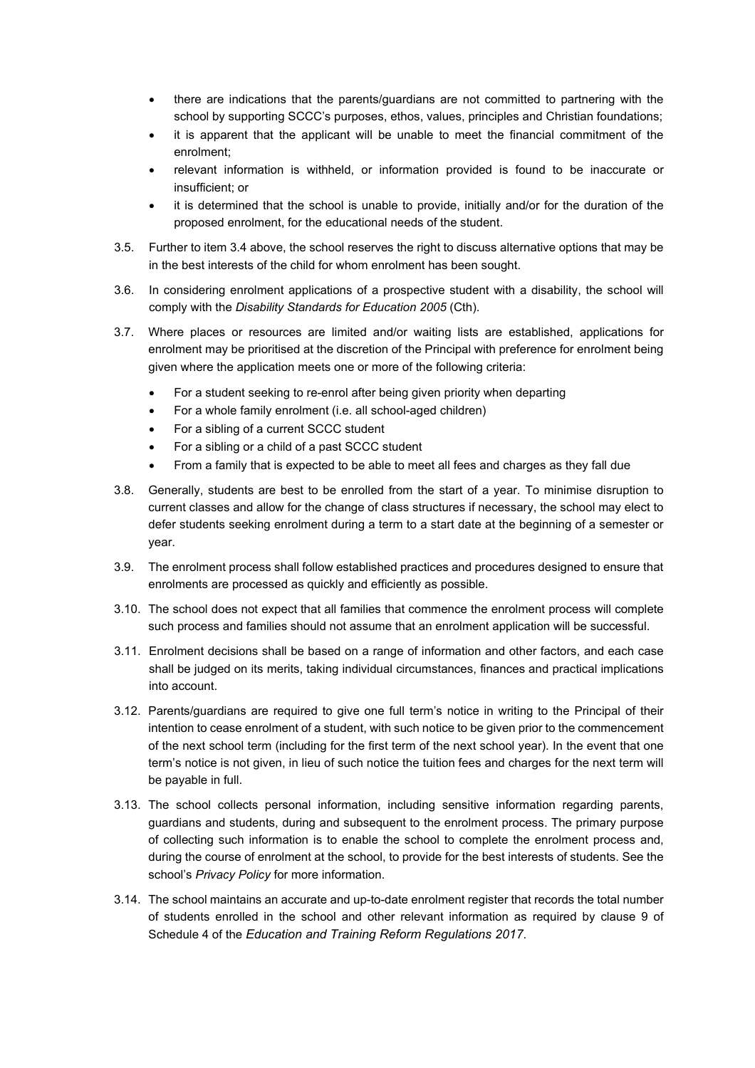- there are indications that the parents/guardians are not committed to partnering with the school by supporting SCCC's purposes, ethos, values, principles and Christian foundations;
- it is apparent that the applicant will be unable to meet the financial commitment of the enrolment;
- relevant information is withheld, or information provided is found to be inaccurate or insufficient; or
- it is determined that the school is unable to provide, initially and/or for the duration of the proposed enrolment, for the educational needs of the student.

3.5. Further to item 3.4 above, the school reserves the right to discuss alternative options that may be in the best interests of the child for whom enrolment has been sought.

3.6. In considering enrolment applications of a prospective student with a disability, the school will comply with the *Disability Standards for Education 2005* (Cth).

3.7. Where places or resources are limited and/or waiting lists are established, applications for enrolment may be prioritised at the discretion of the Principal with preference for enrolment being given where the application meets one or more of the following criteria:

- For a student seeking to re-enrol after being given priority when departing
- For a whole family enrolment (i.e. all school-aged children)
- For a sibling of a current SCCC student
- For a sibling or a child of a past SCCC student
- From a family that is expected to be able to meet all fees and charges as they fall due

3.8. Generally, students are best to be enrolled from the start of a year. To minimise disruption to current classes and allow for the change of class structures if necessary, the school may elect to defer students seeking enrolment during a term to a start date at the beginning of a semester or year.

3.9. The enrolment process shall follow established practices and procedures designed to ensure that enrolments are processed as quickly and efficiently as possible.

3.10. The school does not expect that all families that commence the enrolment process will complete such process and families should not assume that an enrolment application will be successful.

3.11. Enrolment decisions shall be based on a range of information and other factors, and each case shall be judged on its merits, taking individual circumstances, finances and practical implications into account.

3.12. Parents/guardians are required to give one full term's notice in writing to the Principal of their intention to cease enrolment of a student, with such notice to be given prior to the commencement of the next school term (including for the first term of the next school year). In the event that one term's notice is not given, in lieu of such notice the tuition fees and charges for the next term will be payable in full.

3.13. The school collects personal information, including sensitive information regarding parents, guardians and students, during and subsequent to the enrolment process. The primary purpose of collecting such information is to enable the school to complete the enrolment process and, during the course of enrolment at the school, to provide for the best interests of students. See the school's *Privacy Policy* for more information.

3.14. The school maintains an accurate and up-to-date enrolment register that records the total number of students enrolled in the school and other relevant information as required by clause 9 of Schedule 4 of the *Education and Training Reform Regulations 2017*.